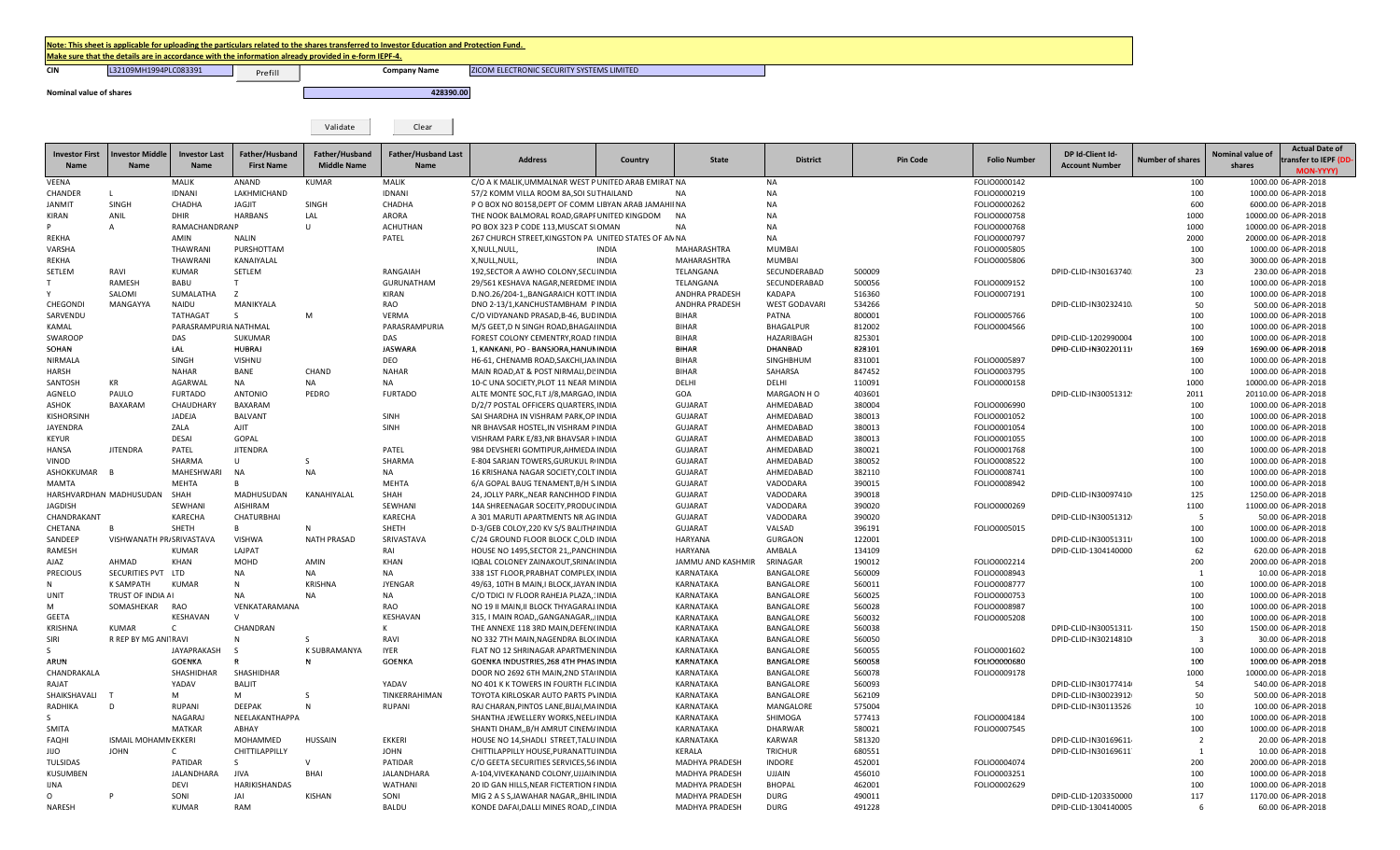**Note: This sheet is applicable for uploading the particulars related to the shares transferred to Investor Education and Protection Fund.**
**Make sure that the details are in accordance with the information already provided in e-form IEPF-4.**

CIN: L32109MH1994PLC083391 Prefill Company Name: ZICOM ELECTRONIC SECURITY SYSTEMS LIMITED

Nominal value of shares: 428390.00

Validate Clear

| Investor First Name | Investor Middle Name | Investor Last Name | Father/Husband First Name | Father/Husband Middle Name | Father/Husband Last Name | Address | Country | State | District | Pin Code | Folio Number | DP Id-Client Id-Account Number | Number of shares | Nominal value of shares | Actual Date of transfer to IEPF (DD-MON-YYYY) |
|---|---|---|---|---|---|---|---|---|---|---|---|---|---|---|---|
| VEENA | | MALIK | ANAND | KUMAR | MALIK | C/O A K MALIK,UMMALNAR WEST P UNITED ARAB EMIRAT NA | | NA | | | FOLIO0000142 | | 100 | 1000.00 | 06-APR-2018 |
| CHANDER | L | IDNANI | LAKHMICHAND | | IDNANI | 57/2 KOMM VILLA ROOM 8A,SOI SU THAILAND | | NA | NA | | FOLIO0000219 | | 100 | 1000.00 | 06-APR-2018 |
| JANMIT | SINGH | CHADHA | JAGJIT | SINGH | CHADHA | P O BOX NO 80158,DEPT OF COMM LIBYAN ARAB JAMAHII NA | | NA | | | FOLIO0000262 | | 600 | 6000.00 | 06-APR-2018 |
| KIRAN | ANIL | DHIR | HARBANS | LAL | ARORA | THE NOOK BALMORAL ROAD,GRAPI UNITED KINGDOM | | NA | NA | | FOLIO0000758 | | 1000 | 10000.00 | 06-APR-2018 |
| P | A | RAMACHANDRANP | | U | ACHUTHAN | PO BOX 323 P CODE 113,MUSCAT SI OMAN | | NA | NA | | FOLIO0000768 | | 1000 | 10000.00 | 06-APR-2018 |
| REKHA | | AMIN | NALIN | | PATEL | 267 CHURCH STREET,KINGSTON PA UNITED STATES OF AN NA | | | NA | | FOLIO0000797 | | 2000 | 20000.00 | 06-APR-2018 |
| VARSHA | | THAWRANI | PURSHOTTAM | | | X,NULL,NULL, | INDIA | MAHARASHTRA | MUMBAI | | FOLIO0005805 | | 100 | 1000.00 | 06-APR-2018 |
| REKHA | | THAWRANI | KANAIYALAL | | | X,NULL,NULL, | INDIA | MAHARASHTRA | MUMBAI | | FOLIO0005806 | | 300 | 3000.00 | 06-APR-2018 |
| SETLEM | RAVI | KUMAR | SETLEM | | RANGAIAH | 192,SECTOR A AWHO COLONY,SECU INDIA | | TELANGANA | SECUNDERABAD | 500009 | | DPID-CLID-IN30163740 | 23 | 230.00 | 06-APR-2018 |
| T | RAMESH | BABU | T | | GURUNATHAM | 29/561 KESHAVA NAGAR,NEREDME INDIA | | TELANGANA | SECUNDERABAD | 500056 | FOLIO0009152 | | 100 | 1000.00 | 06-APR-2018 |
| Y | SALOMI | SUMALATHA | Z | | KIRAN | D.NO.26/204-1,,BANGARAICH KOTT INDIA | | ANDHRA PRADESH | KADAPA | 516360 | FOLIO0007191 | | 100 | 1000.00 | 06-APR-2018 |
| CHEGONDI | MANGAYYA | NAIDU | MANIKYALA | | RAO | DNO 2-13/1,KANCHUSTAMBHAM P INDIA | | ANDHRA PRADESH | WEST GODAVARI | 534266 | | DPID-CLID-IN30232410 | 50 | 500.00 | 06-APR-2018 |
| SARVENDU | | TATHAGAT | S | M | VERMA | C/O VIDYANAND PRASAD,B-46, BUD INDIA | | BIHAR | PATNA | 800001 | FOLIO0005766 | | 100 | 1000.00 | 06-APR-2018 |
| KAMAL | | PARASRAMPURIA NATHMAL | | | PARASRAMPURIA | M/S GEET,D N SINGH ROAD,BHAGAI INDIA | | BIHAR | BHAGALPUR | 812002 | FOLIO0004566 | | 100 | 1000.00 | 06-APR-2018 |
| SWAROOP | | DAS | SUKUMAR | | DAS | FOREST COLONY CEMENTRY,ROAD I INDIA | | BIHAR | HAZARIBAGH | 825301 | | DPID-CLID-1202990004 | 100 | 1000.00 | 06-APR-2018 |
| SOHAN | | LAL | HUBRAJ | | JASWARA | 1, KANKANI, PO - BANSJORA,HANUI INDIA | | BIHAR | DHANBAD | 828101 | | DPID-CLID-IN30220111 | 169 | 1690.00 | 06-APR-2018 |
| NIRMALA | | SINGH | VISHNU | | DEO | H6-61, CHENAMB ROAD,SAKCHI,JAI INDIA | | BIHAR | SINGHBHUM | 831001 | FOLIO0005897 | | 100 | 1000.00 | 06-APR-2018 |
| HARSH | | NAHAR | BANE | CHAND | NAHAR | MAIN ROAD,AT & POST NIRMALI,DI: INDIA | | BIHAR | SAHARSA | 847452 | FOLIO0003795 | | 100 | 1000.00 | 06-APR-2018 |
| SANTOSH | KR | AGARWAL | NA | NA | NA | 10-C UNA SOCIETY,PLOT 11 NEAR M INDIA | | DELHI | DELHI | 110091 | FOLIO0000158 | | 1000 | 10000.00 | 06-APR-2018 |
| AGNELO | PAULO | FURTADO | ANTONIO | PEDRO | FURTADO | ALTE MONTE SOC,FLT I/8,MARGAO, INDIA | | GOA | MARGAON H O | 403601 | | DPID-CLID-IN30051312 | 2011 | 20110.00 | 06-APR-2018 |
| ASHOK | BAXARAM | CHAUDHARY | BAXARAM | | | D/2/7 POSTAL OFFICERS QUARTERS, INDIA | | GUJARAT | AHMEDABAD | 380004 | FOLIO0006990 | | 100 | 1000.00 | 06-APR-2018 |
| KISHORSINH | | JADEJA | BALVANT | | SINH | SAI SHARDHA IN VISHRAM PARK,OP INDIA | | GUJARAT | AHMEDABAD | 380013 | FOLIO0001052 | | 100 | 1000.00 | 06-APR-2018 |
| JAYENDRA | | ZALA | AJIT | | SINH | NR BHAVSAR HOSTEL,IN VISHRAM P INDIA | | GUJARAT | AHMEDABAD | 380013 | FOLIO0001054 | | 100 | 1000.00 | 06-APR-2018 |
| KEYUR | | DESAI | GOPAL | | | VISHRAM PARK E/83,NR BHAVSAR H INDIA | | GUJARAT | AHMEDABAD | 380013 | FOLIO0001055 | | 100 | 1000.00 | 06-APR-2018 |
| HANSA | JITENDRA | PATEL | JITENDRA | | PATEL | 984 DEVSHERI GOMTIPUR,AHMEDA INDIA | | GUJARAT | AHMEDABAD | 380021 | FOLIO0001768 | | 100 | 1000.00 | 06-APR-2018 |
| VINOD | | SHARMA | U | S | SHARMA | E-804 SARJAN TOWERS,GURUKUL R INDIA | | GUJARAT | AHMEDABAD | 380052 | FOLIO0008522 | | 100 | 1000.00 | 06-APR-2018 |
| ASHOKKUMAR | B | MAHESHWARI | NA | NA | NA | 16 KRISHANA NAGAR SOCIETY,COLT INDIA | | GUJARAT | AHMEDABAD | 382110 | FOLIO0008741 | | 100 | 1000.00 | 06-APR-2018 |
| MAMTA | | MEHTA | B | | MEHTA | 6/A GOPAL BAUG TENAMENT,B/H S INDIA | | GUJARAT | VADODARA | 390015 | FOLIO0008942 | | 100 | 1000.00 | 06-APR-2018 |
| HARSHVARDHAN | MADHUSUDAN | SHAH | MADHUSUDAN | KANAHIYALAL | SHAH | 24, JOLLY PARK,,NEAR RANCHHOD F INDIA | | GUJARAT | VADODARA | 390018 | | DPID-CLID-IN30097410 | 125 | 1250.00 | 06-APR-2018 |
| JAGDISH | | SEWHANI | AISHIRAM | | SEWHANI | 14A SHREENAGAR SOCEITY,PRODUC INDIA | | GUJARAT | VADODARA | 390020 | FOLIO0000269 | | 1100 | 11000.00 | 06-APR-2018 |
| CHANDRAKANT | | KARECHA | CHATURBHAI | | KARECHA | A 301 MARUTI APARTMENTS NR AG INDIA | | GUJARAT | VADODARA | 390020 | | DPID-CLID-IN30051312 | 5 | 50.00 | 06-APR-2018 |
| CHETANA | B | SHETH | B | N | SHETH | D-3/GEB COLOY,220 KV S/S BALITHA INDIA | | GUJARAT | VALSAD | 396191 | FOLIO0005015 | | 100 | 1000.00 | 06-APR-2018 |
| SANDEEP | VISHWANATH PRASRIVASTAVA | | VISHWA | NATH PRASAD | SRIVASTAVA | C/24 GROUND FLOOR BLOCK C,OLD INDIA | | HARYANA | GURGAON | 122001 | | DPID-CLID-IN30051311 | 100 | 1000.00 | 06-APR-2018 |
| RAMESH | | KUMAR | LAJPAT | | RAI | HOUSE NO 1495,SECTOR 21,,PANCH INDIA | | HARYANA | AMBALA | 134109 | | DPID-CLID-1304140000 | 62 | 620.00 | 06-APR-2018 |
| AJAZ | AHMAD | KHAN | MOHD | AMIN | KHAN | IQBAL COLONEY ZAINAKOUT,SRINA INDIA | | JAMMU AND KASHMIR | SRINAGAR | 190012 | FOLIO0002214 | | 200 | 2000.00 | 06-APR-2018 |
| PRECIOUS | SECURITIES PVT | LTD | NA | NA | NA | 338 1ST FLOOR,PRABHAT COMPLEX, INDIA | | KARNATAKA | BANGALORE | 560009 | FOLIO0008943 | | 1 | 10.00 | 06-APR-2018 |
| N | K SAMPATH | KUMAR | N | KRISHNA | JYENGAR | 49/63, 10TH B MAIN,I BLOCK JAYAN INDIA | | KARNATAKA | BANGALORE | 560011 | FOLIO0008777 | | 100 | 1000.00 | 06-APR-2018 |
| UNIT | TRUST OF INDIA AI | | NA | NA | NA | C/O TDICI IV FLOOR RAHEJA PLAZA, INDIA | | KARNATAKA | BANGALORE | 560025 | FOLIO0000753 | | 100 | 1000.00 | 06-APR-2018 |
| M | SOMASHEKAR | RAO | VENKATARAMANA | | RAO | NO 19 II MAIN,II BLOCK THYAGARAJ INDIA | | KARNATAKA | BANGALORE | 560028 | FOLIO0008987 | | 100 | 1000.00 | 06-APR-2018 |
| GEETA | | KESHAVAN | V | | KESHAVAN | 315, I MAIN ROAD,,GANGANAGAR,, INDIA | | KARNATAKA | BANGALORE | 560032 | FOLIO0005208 | | 100 | 1000.00 | 06-APR-2018 |
| KRISHNA | KUMAR | C | CHANDRAN | | K | THE ANNEXE 118 3RD MAIN,DEFEN INDIA | | KARNATAKA | BANGALORE | 560038 | | DPID-CLID-IN30051311 | 150 | 1500.00 | 06-APR-2018 |
| SIRI | R REP BY MG ANI | RAVI | N | S | RAVI | NO 332 7TH MAIN,NAGENDRA BLOC INDIA | | KARNATAKA | BANGALORE | 560050 | | DPID-CLID-IN30214810 | 3 | 30.00 | 06-APR-2018 |
| S | | JAYAPRAKASH | S | K SUBRAMANYA | IYER | FLAT NO 12 SHRINAGAR APARTMEN INDIA | | KARNATAKA | BANGALORE | 560055 | FOLIO0001602 | | 100 | 1000.00 | 06-APR-2018 |
| ARUN | | GOENKA | R | N | GOENKA | GOENKA INDUSTRIES,268 4TH PHAS INDIA | | KARNATAKA | BANGALORE | 560058 | FOLIO0000680 | | 100 | 1000.00 | 06-APR-2018 |
| CHANDRAKALA | | SHASHIDHAR | SHASHIDHAR | | | DOOR NO 2692 6TH MAIN,2ND STA INDIA | | KARNATAKA | BANGALORE | 560078 | FOLIO0009178 | | 1000 | 10000.00 | 06-APR-2018 |
| RAJAT | | YADAV | BALJIT | | YADAV | NO 401 K K TOWERS IN FOURTH FLC INDIA | | KARNATAKA | BANGALORE | 560093 | | DPID-CLID-IN30177414 | 54 | 540.00 | 06-APR-2018 |
| SHAIKSHAVALI | T | M | M | S | TINKERRAHIMAN | TOYOTA KIRLOSKAR AUTO PARTS PV INDIA | | KARNATAKA | BANGALORE | 562109 | | DPID-CLID-IN30023912 | 50 | 500.00 | 06-APR-2018 |
| RADHIKA | D | RUPANI | DEEPAK | N | RUPANI | RAJ CHARAN,PINTOS LANE,BIJAI,MA INDIA | | KARNATAKA | MANGALORE | 575004 | | DPID-CLID-IN30113526 | 10 | 100.00 | 06-APR-2018 |
| S | | NAGARAJ | NEELAKANTHAPPA | | | SHANTHA JEWELLERY WORKS,NEEL/ INDIA | | KARNATAKA | SHIMOGA | 577413 | FOLIO0004184 | | 100 | 1000.00 | 06-APR-2018 |
| SMITA | | MATKAR | ABHAY | | | SHANTI DHAM,,B/H AMRUT CINEM/ INDIA | | KARNATAKA | DHARWAR | 580021 | FOLIO0007545 | | 100 | 1000.00 | 06-APR-2018 |
| FAQHI | ISMAIL MOHAMM | EKKERI | MOHAMMED | HUSSAIN | EKKERI | HOUSE NO 14,SHADLI STREET,TALU INDIA | | KARNATAKA | KARWAR | 581320 | | DPID-CLID-IN30169611 | 2 | 20.00 | 06-APR-2018 |
| JIJO | JOHN | C | CHITTILAPPILLY | | JOHN | CHITTILAPPILLY HOUSE,PURANATTU INDIA | | KERALA | TRICHUR | 680551 | | DPID-CLID-IN30169611 | 1 | 10.00 | 06-APR-2018 |
| TULSIDAS | | PATIDAR | S | V | PATIDAR | C/O GEETA SECURITIES SERVICES,56 INDIA | | MADHYA PRADESH | INDORE | 452001 | FOLIO0004074 | | 200 | 2000.00 | 06-APR-2018 |
| KUSUMBEN | | JALANDHARA | JIVA | BHAI | JALANDHARA | A-104,VIVEKANAND COLONY,UJJAIN INDIA | | MADHYA PRADESH | UJJAIN | 456010 | FOLIO0003251 | | 100 | 1000.00 | 06-APR-2018 |
| UNA | | DEVI | HARIKISHANDAS | | WATHANI | 20 ID GAN HILLS,NEAR FICTERTION I INDIA | | MADHYA PRADESH | BHOPAL | 462001 | FOLIO0002629 | | 100 | 1000.00 | 06-APR-2018 |
| O | P | SONI | JAI | KISHAN | SONI | MIG 2 A S S,JAWAHAR NAGAR,,BHIL INDIA | | MADHYA PRADESH | DURG | 490011 | | DPID-CLID-1203350000 | 117 | 1170.00 | 06-APR-2018 |
| NARESH | | KUMAR | RAM | | BALDU | KONDE DAFAI,DALLI MINES ROAD,,C INDIA | | MADHYA PRADESH | DURG | 491228 | | DPID-CLID-1304140005 | 6 | 60.00 | 06-APR-2018 |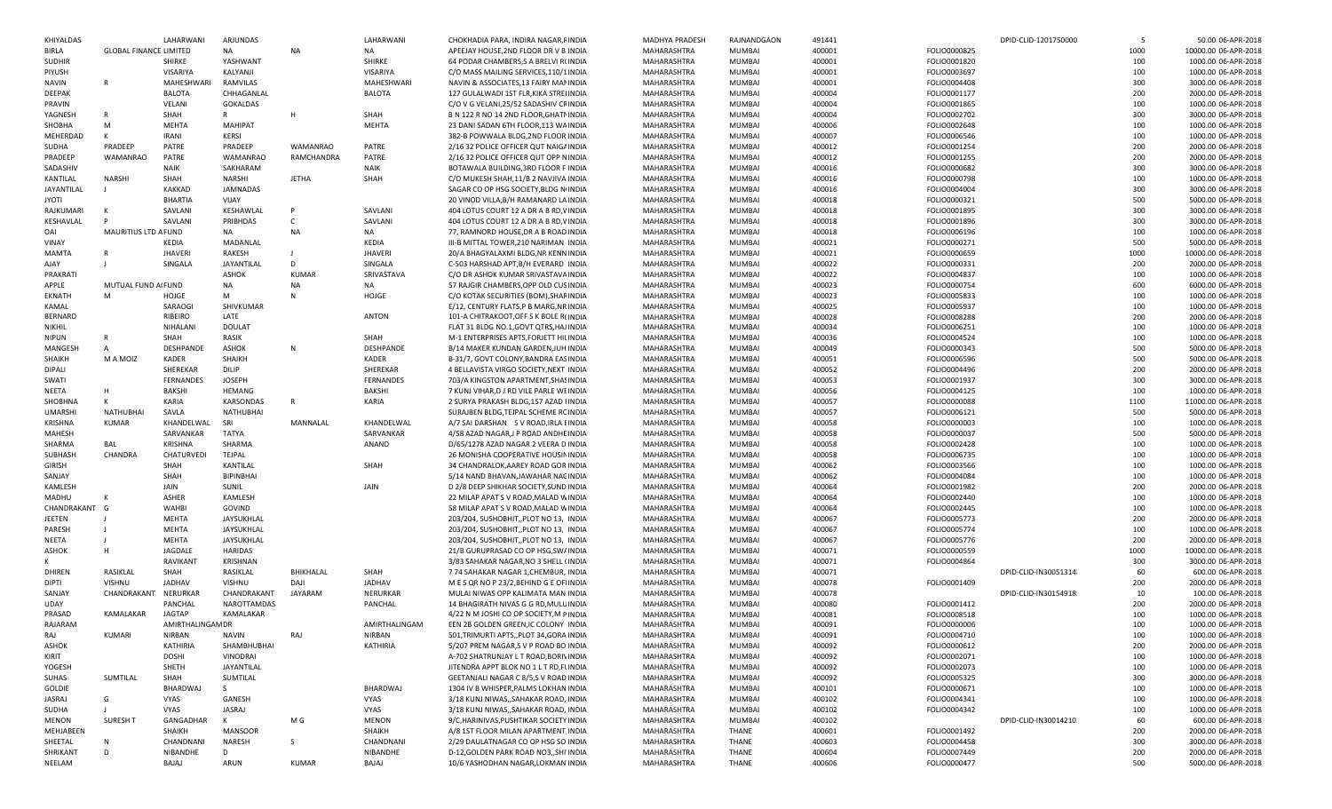| KHIYALDAS | | LAHARWANI | ARJUNDAS | | LAHARWANI | CHOKHADIA PARA, INDIRA NAGAR,FINDIA | MADHYA PRADESH | RAJNANDGAON | 491441 | | DPID-CLID-1201750000 | 5 | 50.00 | 06-APR-2018 |
|---|---|---|---|---|---|---|---|---|---|---|---|---|---|---|
| BIRLA | GLOBAL FINANCE LIMITED | | NA | NA | NA | APEEJAY HOUSE,2ND FLOOR DR V B INDIA | MAHARASHTRA | MUMBAI | 400001 | FOLIO0000825 | | 1000 | 10000.00 | 06-APR-2018 |
| SUDHIR | | SHIRKE | YASHWANT | | SHIRKE | 64 PODAR CHAMBERS,S A BRELVI R(INDIA | MAHARASHTRA | MUMBAI | 400001 | FOLIO0001820 | | 100 | 1000.00 | 06-APR-2018 |
| PIYUSH | | VISARIYA | KALYANJI | | VISARIYA | C/O MASS MAILING SERVICES,110/1INDIA | MAHARASHTRA | MUMBAI | 400001 | FOLIO0003697 | | 100 | 1000.00 | 06-APR-2018 |
| NAVIN | R | MAHESHWARI | RAMVILAS | | MAHESHWARI | NAVIN & ASSOCIATES,13 FAIRY MANINDIA | MAHARASHTRA | MUMBAI | 400001 | FOLIO0004408 | | 300 | 3000.00 | 06-APR-2018 |
| DEEPAK | | BALOTA | CHHAGANLAL | | BALOTA | 127 GULALWADI 1ST FLR,KIKA STREIINDIA | MAHARASHTRA | MUMBAI | 400004 | FOLIO0001177 | | 200 | 2000.00 | 06-APR-2018 |
| PRAVIN | | VELANI | GOKALDAS | | | C/O V G VELANI,25/52 SADASHIV CFINDIA | MAHARASHTRA | MUMBAI | 400004 | FOLIO0001865 | | 100 | 1000.00 | 06-APR-2018 |
| YAGNESH | R | SHAH | R | H | SHAH | B N 122 R NO 14 2ND FLOOR,GHATNINDIA | MAHARASHTRA | MUMBAI | 400004 | FOLIO0002702 | | 300 | 3000.00 | 06-APR-2018 |
| SHOBHA | M | MEHTA | MAHIPAT | | MEHTA | 23 DANI SADAN 6TH FLOOR,113 WAINDIA | MAHARASHTRA | MUMBAI | 400006 | FOLIO0002648 | | 100 | 1000.00 | 06-APR-2018 |
| MEHERDAD | K | IRANI | KERSI | | | 382-B POWWALA BLDG,2ND FLOOR INDIA | MAHARASHTRA | MUMBAI | 400007 | FOLIO0006546 | | 100 | 1000.00 | 06-APR-2018 |
| SUDHA | PRADEEP | PATRE | PRADEEP | WAMANRAO | PATRE | 2/16 32 POLICE OFFICER QUT NAIGAINDIA | MAHARASHTRA | MUMBAI | 400012 | FOLIO0001254 | | 200 | 2000.00 | 06-APR-2018 |
| PRADEEP | WAMANRAO | PATRE | WAMANRAO | RAMCHANDRA | PATRE | 2/16 32 POLICE OFFICER QUT OPP NINDIA | MAHARASHTRA | MUMBAI | 400012 | FOLIO0001255 | | 200 | 2000.00 | 06-APR-2018 |
| SADASHIV | | NAIK | SAKHARAM | | NAIK | BOTAWALA BUILDING,3RD FLOOR F INDIA | MAHARASHTRA | MUMBAI | 400016 | FOLIO0000682 | | 300 | 3000.00 | 06-APR-2018 |
| KANTILAL | NARSHI | SHAH | NARSHI | JETHA | SHAH | C/O MUKESH SHAH,11/B 2 NAVJIVA INDIA | MAHARASHTRA | MUMBAI | 400016 | FOLIO0000798 | | 100 | 1000.00 | 06-APR-2018 |
| JAYANTILAL | J | KAKKAD | JAMNADAS | | | SAGAR CO OP HSG SOCIETY,BLDG NIINDIA | MAHARASHTRA | MUMBAI | 400016 | FOLIO0004004 | | 300 | 3000.00 | 06-APR-2018 |
| JYOTI | | BHARTIA | VIJAY | | | 20 VINOD VILLA,B/H RAMANARD LAINDIA | MAHARASHTRA | MUMBAI | 400018 | FOLIO0000321 | | 500 | 5000.00 | 06-APR-2018 |
| RAJKUMARI | K | SAVLANI | KESHAWLAL | P | SAVLANI | 404 LOTUS COURT 12 A DR A B RD,VINDIA | MAHARASHTRA | MUMBAI | 400018 | FOLIO0001895 | | 300 | 3000.00 | 06-APR-2018 |
| KESHAVLAL | P | SAVLANI | PRIBHDAS | C | SAVLANI | 404 LOTUS COURT 12 A DR A B RD,VINDIA | MAHARASHTRA | MUMBAI | 400018 | FOLIO0001896 | | 300 | 3000.00 | 06-APR-2018 |
| OAI | MAURITIUS LTD A FUND | | NA | NA | NA | 77, RAMNORD HOUSE,DR A B ROAD INDIA | MAHARASHTRA | MUMBAI | 400018 | FOLIO0006196 | | 100 | 1000.00 | 06-APR-2018 |
| VINAY | | KEDIA | MADANLAL | | KEDIA | III-B MITTAL TOWER,210 NARIMAN INDIA | MAHARASHTRA | MUMBAI | 400021 | FOLIO0000271 | | 500 | 5000.00 | 06-APR-2018 |
| MAMTA | R | JHAVERI | RAKESH | J | JHAVERI | 20/A BHAGYALAXMI BLDG,NR KENNINDIA | MAHARASHTRA | MUMBAI | 400021 | FOLIO0000659 | | 1000 | 10000.00 | 06-APR-2018 |
| AJAY | J | SINGALA | JAYANTILAL | D | SINGALA | C-503 HARSHAD APT,B/H EVERARD INDIA | MAHARASHTRA | MUMBAI | 400022 | FOLIO0000331 | | 200 | 2000.00 | 06-APR-2018 |
| PRAKRATI | | | ASHOK | KUMAR | SRIVASTAVA | C/O DR ASHOK KUMAR SRIVASTAVAINDIA | MAHARASHTRA | MUMBAI | 400022 | FOLIO0004837 | | 100 | 1000.00 | 06-APR-2018 |
| APPLE | MUTUAL FUND A/FUND | | NA | NA | NA | 57 RAJGIR CHAMBERS,OPP OLD CUSINDIA | MAHARASHTRA | MUMBAI | 400023 | FOLIO0000754 | | 600 | 6000.00 | 06-APR-2018 |
| EKNATH | M | HOJGE | M | N | HOJGE | C/O KOTAK SECURITIES (BOM),SHARINDIA | MAHARASHTRA | MUMBAI | 400023 | FOLIO0005833 | | 100 | 1000.00 | 06-APR-2018 |
| KAMAL | | SARAOGI | SHIVKUMAR | | | E/12, CENTURY FLATS,P B MARG,NRINDIA | MAHARASHTRA | MUMBAI | 400025 | FOLIO0005937 | | 100 | 1000.00 | 06-APR-2018 |
| BERNARD | | RIBEIRO | LATE | | ANTON | 101-A CHITRAKOOT,OFF S K BOLE R(INDIA | MAHARASHTRA | MUMBAI | 400028 | FOLIO0008288 | | 200 | 2000.00 | 06-APR-2018 |
| NIKHIL | | NIHALANI | DOULAT | | | FLAT 31 BLDG NO.1,GOVT QTRS,HAJINDIA | MAHARASHTRA | MUMBAI | 400034 | FOLIO0006251 | | 100 | 1000.00 | 06-APR-2018 |
| NIPUN | R | SHAH | RASIK | | SHAH | M-1 ENTERPRISES APTS,FORJETT HILINDIA | MAHARASHTRA | MUMBAI | 400036 | FOLIO0004524 | | 100 | 1000.00 | 06-APR-2018 |
| MANGESH | A | DESHPANDE | ASHOK | N | DESHPANDE | B/14 MAKER KUNDAN GARDEN,JUH INDIA | MAHARASHTRA | MUMBAI | 400049 | FOLIO0000343 | | 500 | 5000.00 | 06-APR-2018 |
| SHAIKH | M A MOIZ | KADER | SHAIKH | | KADER | B-31/7, GOVT COLONY,BANDRA EASINDIA | MAHARASHTRA | MUMBAI | 400051 | FOLIO0006596 | | 500 | 5000.00 | 06-APR-2018 |
| DIPALI | | SHEREKAR | DILIP | | SHEREKAR | 4 BELLAVISTA VIRGO SOCIETY,NEXT INDIA | MAHARASHTRA | MUMBAI | 400052 | FOLIO0004496 | | 200 | 2000.00 | 06-APR-2018 |
| SWATI | | FERNANDES | JOSEPH | | FERNANDES | 703/A KINGSTON APARTMENT,SHASINDIA | MAHARASHTRA | MUMBAI | 400053 | FOLIO0001937 | | 300 | 3000.00 | 06-APR-2018 |
| NEETA | H | BAKSHI | HEMANG | | BAKSHI | 7 KUNJ VIHAR,D J RD VILE PARLE WEINDIA | MAHARASHTRA | MUMBAI | 400056 | FOLIO0004125 | | 100 | 1000.00 | 06-APR-2018 |
| SHOBHNA | K | KARIA | KARSONDAS | R | KARIA | 2 SURYA PRAKASH BLDG,157 AZAD IINDIA | MAHARASHTRA | MUMBAI | 400057 | FOLIO0000088 | | 1100 | 11000.00 | 06-APR-2018 |
| UMARSHI | NATHUBHAI | SAVLA | NATHUBHAI | | | SURAJBEN BLDG,TEJPAL SCHEME RCINDIA | MAHARASHTRA | MUMBAI | 400057 | FOLIO0006121 | | 500 | 5000.00 | 06-APR-2018 |
| KRISHNA | KUMAR | KHANDELWAL | SRI | MANNALAL | KHANDELWAL | A/7 SAI DARSHAN S V ROAD,IRLA EINDIA | MAHARASHTRA | MUMBAI | 400058 | FOLIO0000003 | | 100 | 1000.00 | 06-APR-2018 |
| MAHESH | | SARVANKAR | TATYA | | SARVANKAR | 4/58 AZAD NAGAR,J P ROAD ANDHEINDIA | MAHARASHTRA | MUMBAI | 400058 | FOLIO0000037 | | 500 | 5000.00 | 06-APR-2018 |
| SHARMA | BAL | KRISHNA | SHARMA | | ANAND | D/65/1278 AZAD NAGAR 2 VEERA D INDIA | MAHARASHTRA | MUMBAI | 400058 | FOLIO0002428 | | 100 | 1000.00 | 06-APR-2018 |
| SUBHASH | CHANDRA | CHATURVEDI | TEJPAL | | | 26 MONISHA COOPERATIVE HOUSININDIA | MAHARASHTRA | MUMBAI | 400058 | FOLIO0006735 | | 100 | 1000.00 | 06-APR-2018 |
| GIRISH | | SHAH | KANTILAL | | SHAH | 34 CHANDRALOK,AAREY ROAD GOR INDIA | MAHARASHTRA | MUMBAI | 400062 | FOLIO0003566 | | 100 | 1000.00 | 06-APR-2018 |
| SANJAY | | SHAH | BIPINBHAI | | | 5/14 NAND BHAVAN,JAWAHAR NAGINDIA | MAHARASHTRA | MUMBAI | 400062 | FOLIO0004084 | | 100 | 1000.00 | 06-APR-2018 |
| KAMLESH | | JAIN | SUNIL | | JAIN | D 2/8 DEEP SHIKHAR SOCIETY,SUND INDIA | MAHARASHTRA | MUMBAI | 400064 | FOLIO0001982 | | 200 | 2000.00 | 06-APR-2018 |
| MADHU | K | ASHER | KAMLESH | | | 22 MILAP APAT S V ROAD,MALAD WINDIA | MAHARASHTRA | MUMBAI | 400064 | FOLIO0002440 | | 100 | 1000.00 | 06-APR-2018 |
| CHANDRAKANT | G | WAHBI | GOVIND | | | 58 MILAP APAT S V ROAD,MALAD WINDIA | MAHARASHTRA | MUMBAI | 400064 | FOLIO0002445 | | 100 | 1000.00 | 06-APR-2018 |
| JEETEN | J | MEHTA | JAYSUKHLAL | | | 203/204, SUSHOBHIT,,PLOT NO 13, INDIA | MAHARASHTRA | MUMBAI | 400067 | FOLIO0005773 | | 200 | 2000.00 | 06-APR-2018 |
| PARESH | J | MEHTA | JAYSUKHLAL | | | 203/204, SUSHOBHIT,,PLOT NO 13, INDIA | MAHARASHTRA | MUMBAI | 400067 | FOLIO0005774 | | 100 | 1000.00 | 06-APR-2018 |
| NEETA | J | MEHTA | JAYSUKHLAL | | | 203/204, SUSHOBHIT,,PLOT NO 13, INDIA | MAHARASHTRA | MUMBAI | 400067 | FOLIO0005776 | | 200 | 2000.00 | 06-APR-2018 |
| ASHOK | H | JAGDALE | HARIDAS | | | 21/B GURUPRASAD CO OP HSG,SWAINDIA | MAHARASHTRA | MUMBAI | 400071 | FOLIO0000559 | | 1000 | 10000.00 | 06-APR-2018 |
| K | | RAVIKANT | KRISHNAN | | | 3/83 SAHAKAR NAGAR,NO 3 SHELL (INDIA | MAHARASHTRA | MUMBAI | 400071 | FOLIO0004864 | | 300 | 3000.00 | 06-APR-2018 |
| DHIREN | RASIKLAL | SHAH | RASIKLAL | BHIKHALAL | SHAH | 7 74 SAHAKAR NAGAR 1,CHEMBUR, INDIA | MAHARASHTRA | MUMBAI | 400071 | | DPID-CLID-IN30051314 | 60 | 600.00 | 06-APR-2018 |
| DIPTI | VISHNU | JADHAV | VISHNU | DAJI | JADHAV | M E S QR NO P 23/2,BEHIND G E OFIINDIA | MAHARASHTRA | MUMBAI | 400078 | FOLIO0001409 | | 200 | 2000.00 | 06-APR-2018 |
| SANJAY | CHANDRAKANT | NERURKAR | CHANDRAKANT | JAYARAM | NERURKAR | MULAI NIWAS OPP KALIMATA MAN INDIA | MAHARASHTRA | MUMBAI | 400078 | | DPID-CLID-IN30154918 | 10 | 100.00 | 06-APR-2018 |
| UDAY | | PANCHAL | NAROTTAMDAS | | PANCHAL | 14 BHAGIRATH NIVAS G G RD,MULUINDIA | MAHARASHTRA | MUMBAI | 400080 | FOLIO0001412 | | 200 | 2000.00 | 06-APR-2018 |
| PRASAD | KAMALAKAR | JAGTAP | KAMALAKAR | | | 4/22 N M JOSHI CO OP SOCIETY,M PINDIA | MAHARASHTRA | MUMBAI | 400081 | FOLIO0008518 | | 100 | 1000.00 | 06-APR-2018 |
| RAJARAM | | AMIRTHALINGAMDR | | | AMIRTHALINGAM | EEN 2B GOLDEN GREEN,IC COLONY INDIA | MAHARASHTRA | MUMBAI | 400091 | FOLIO0000006 | | 100 | 1000.00 | 06-APR-2018 |
| RAJ | KUMARI | NIRBAN | NAVIN | RAJ | NIRBAN | 501,TRIMURTI APTS,,PLOT 34,GORA INDIA | MAHARASHTRA | MUMBAI | 400091 | FOLIO0004710 | | 100 | 1000.00 | 06-APR-2018 |
| ASHOK | | KATHIRIA | SHAMBHUBHAI | | KATHIRIA | 5/207 PREM NAGAR,S V P ROAD BO INDIA | MAHARASHTRA | MUMBAI | 400092 | FOLIO0000612 | | 200 | 2000.00 | 06-APR-2018 |
| KIRIT | | DOSHI | VINODRAI | | | A-702 SHATRUNJAY L T ROAD,BORIVINDIA | MAHARASHTRA | MUMBAI | 400092 | FOLIO0002071 | | 100 | 1000.00 | 06-APR-2018 |
| YOGESH | | SHETH | JAYANTILAL | | | JITENDRA APPT BLOK NO 1 L T RD,FUNDIA | MAHARASHTRA | MUMBAI | 400092 | FOLIO0002073 | | 100 | 1000.00 | 06-APR-2018 |
| SUHAS | SUMTILAL | SHAH | SUMTILAL | | | GEETANJALI NAGAR C 8/5,S V ROAD INDIA | MAHARASHTRA | MUMBAI | 400092 | FOLIO0005325 | | 300 | 3000.00 | 06-APR-2018 |
| GOLDIE | | BHARDWAJ | S | | BHARDWAJ | 1304 IV B WHISPER,PALMS LOKHAN INDIA | MAHARASHTRA | MUMBAI | 400101 | FOLIO0000671 | | 100 | 1000.00 | 06-APR-2018 |
| JASRAJ | G | VYAS | GANESH | | VYAS | 3/18 KUNJ NIWAS,,SAHAKAR ROAD, INDIA | MAHARASHTRA | MUMBAI | 400102 | FOLIO0004341 | | 100 | 1000.00 | 06-APR-2018 |
| SUDHA | J | VYAS | JASRAJ | | VYAS | 3/18 KUNJ NIWAS,,SAHAKAR ROAD, INDIA | MAHARASHTRA | MUMBAI | 400102 | FOLIO0004342 | | 100 | 1000.00 | 06-APR-2018 |
| MENON | SURESH T | GANGADHAR | K | M G | MENON | 9/C,HARINIVAS,PUSHTIKAR SOCIETY INDIA | MAHARASHTRA | MUMBAI | 400102 | | DPID-CLID-IN30014210 | 60 | 600.00 | 06-APR-2018 |
| MEHJABEEN | | SHAIKH | MANSOOR | | SHAIKH | A/8 1ST FLOOR MILAN APARTMENT INDIA | MAHARASHTRA | THANE | 400601 | FOLIO0001492 | | 200 | 2000.00 | 06-APR-2018 |
| SHEETAL | N | CHANDNANI | NARESH | S | CHANDNANI | 2/29 DAULATNAGAR CO OP HSG SO INDIA | MAHARASHTRA | THANE | 400603 | FOLIO0004458 | | 300 | 3000.00 | 06-APR-2018 |
| SHRIKANT | D | NIBANDHE | D | | NIBANDHE | D-12,GOLDEN PARK ROAD NO3,,SHIINDIA | MAHARASHTRA | THANE | 400604 | FOLIO0007449 | | 200 | 2000.00 | 06-APR-2018 |
| NEELAM | | BAJAJ | ARUN | KUMAR | BAJAJ | 10/6 YASHODHAN NAGAR,LOKMAN INDIA | MAHARASHTRA | THANE | 400606 | FOLIO0000477 | | 500 | 5000.00 | 06-APR-2018 |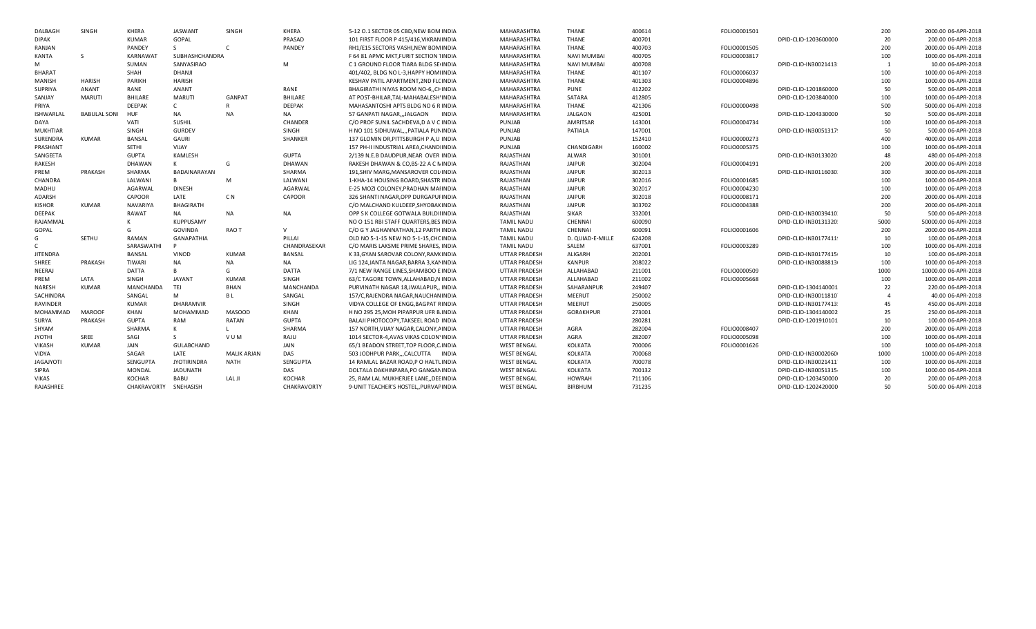| | | | | | | | | | | | | | | | |
|---|---|---|---|---|---|---|---|---|---|---|---|---|---|---|---|
| DALBAGH | SINGH | KHERA | JASWANT | SINGH | KHERA | 5-12 O.1 SECTOR 05 CBD,NEW BOM INDIA | | MAHARASHTRA | THANE | 400614 | FOLIO0001501 | | 200 | 2000.00 | 06-APR-2018 |
| DIPAK | | KUMAR | GOPAL | | PRASAD | 101 FIRST FLOOR P 415/416,VIKRAN INDIA | | MAHARASHTRA | THANE | 400701 | | DPID-CLID-1203600000 | 20 | 200.00 | 06-APR-2018 |
| RANJAN | | PANDEY | S | C | PANDEY | RH1/E15 SECTORS VASHI,NEW BOM INDIA | | MAHARASHTRA | THANE | 400703 | FOLIO0001505 | | 200 | 2000.00 | 06-APR-2018 |
| KANTA | S | KARNAWAT | SUBHASHCHANDRA | | | F 64 81 APMC MKT,FURIT SECTION 1 INDIA | | MAHARASHTRA | NAVI MUMBAI | 400705 | FOLIO0003817 | | 100 | 1000.00 | 06-APR-2018 |
| M | | SUMAN | SANYASIRAO | | M | C 1 GROUND FLOOR TIARA BLDG SE INDIA | | MAHARASHTRA | NAVI MUMBAI | 400708 | | DPID-CLID-IN30021413 | 1 | 10.00 | 06-APR-2018 |
| BHARAT | | SHAH | DHANJI | | | 401/402, BLDG NO L-3,HAPPY HOMI INDIA | | MAHARASHTRA | THANE | 401107 | FOLIO0006037 | | 100 | 1000.00 | 06-APR-2018 |
| MANISH | HARISH | PARIKH | HARISH | | | KESHAV PATIL APARTMENT,2ND FLC INDIA | | MAHARASHTRA | THANE | 401303 | FOLIO0004896 | | 100 | 1000.00 | 06-APR-2018 |
| SUPRIYA | ANANT | RANE | ANANT | | RANE | BHAGIRATHI NIVAS ROOM NO-6,,CH INDIA | | MAHARASHTRA | PUNE | 412202 | | DPID-CLID-1201860000 | 50 | 500.00 | 06-APR-2018 |
| SANJAY | MARUTI | BHILARE | MARUTI | GANPAT | BHILARE | AT POST-BHILAR,TAL-MAHABALESH INDIA | | MAHARASHTRA | SATARA | 412805 | | DPID-CLID-1203840000 | 100 | 1000.00 | 06-APR-2018 |
| PRIYA | | DEEPAK | C | R | DEEPAK | MAHASANTOSHI APTS BLDG NO 6 R INDIA | | MAHARASHTRA | THANE | 421306 | FOLIO0000498 | | 500 | 5000.00 | 06-APR-2018 |
| ISHWARLAL | BABULAL SONI | HUF | NA | NA | NA | 57 GANPATI NAGAR,,,JALGAON INDIA | | MAHARASHTRA | JALGAON | 425001 | | DPID-CLID-1204330000 | 50 | 500.00 | 06-APR-2018 |
| DAYA | | VATI | SUSHIL | | CHANDER | C/O PROF SUNIL SACHDEVA,D A V C INDIA | | PUNJAB | AMRITSAR | 143001 | FOLIO0004734 | | 100 | 1000.00 | 06-APR-2018 |
| MUKHTIAR | | SINGH | GURDEV | | SINGH | H NO 101 SIDHUWAL,,,PATIALA PUN INDIA | | PUNJAB | PATIALA | 147001 | | DPID-CLID-IN30051317 | 50 | 500.00 | 06-APR-2018 |
| SURENDRA | KUMAR | BANSAL | GAURI | | SHANKER | 137 GLOMIN DR,PITTSBURGH P A,U INDIA | | PUNJAB | | 152410 | FOLIO0000273 | | 400 | 4000.00 | 06-APR-2018 |
| PRASHANT | | SETHI | VIJAY | | | 157 PH-II INDUSTRIAL AREA,CHANDI INDIA | | PUNJAB | CHANDIGARH | 160002 | FOLIO0005375 | | 100 | 1000.00 | 06-APR-2018 |
| SANGEETA | | GUPTA | KAMLESH | | GUPTA | 2/139 N.E.B DAUDPUR,NEAR OVER INDIA | | RAJASTHAN | ALWAR | 301001 | | DPID-CLID-IN30133020 | 48 | 480.00 | 06-APR-2018 |
| RAKESH | | DHAWAN | K | G | DHAWAN | RAKESH DHAWAN & CO,BS-22 A C M INDIA | | RAJASTHAN | JAIPUR | 302004 | FOLIO0004191 | | 200 | 2000.00 | 06-APR-2018 |
| PREM | PRAKASH | SHARMA | BADAINARAYAN | | SHARMA | 191,SHIV MARG,MANSAROVER COL INDIA | | RAJASTHAN | JAIPUR | 302013 | | DPID-CLID-IN30116030 | 300 | 3000.00 | 06-APR-2018 |
| CHANDRA | | LALWANI | B | M | LALWANI | 1-KHA-14 HOUSING BOARD,SHASTR INDIA | | RAJASTHAN | JAIPUR | 302016 | FOLIO0001685 | | 100 | 1000.00 | 06-APR-2018 |
| MADHU | | AGARWAL | DINESH | | AGARWAL | E-25 MOZI COLONEY,PRADHAN MAI INDIA | | RAJASTHAN | JAIPUR | 302017 | FOLIO0004230 | | 100 | 1000.00 | 06-APR-2018 |
| ADARSH | | CAPOOR | LATE | C N | CAPOOR | 326 SHANTI NAGAR,OPP DURGAPUI INDIA | | RAJASTHAN | JAIPUR | 302018 | FOLIO0008171 | | 200 | 2000.00 | 06-APR-2018 |
| KISHOR | KUMAR | NAVARIYA | BHAGIRATH | | | C/O MALCHAND KULDEEP,SHYOBAK INDIA | | RAJASTHAN | JAIPUR | 303702 | FOLIO0004388 | | 200 | 2000.00 | 06-APR-2018 |
| DEEPAK | | RAWAT | NA | NA | NA | OPP S K COLLEGE GOTWALA BUILDI INDIA | | RAJASTHAN | SIKAR | 332001 | | DPID-CLID-IN30039410 | 50 | 500.00 | 06-APR-2018 |
| RAJAMMAL | | K | KUPPUSAMY | | | NO O 151 RBI STAFF QUARTERS,BES INDIA | | TAMIL NADU | CHENNAI | 600090 | | DPID-CLID-IN30131320 | 5000 | 50000.00 | 06-APR-2018 |
| GOPAL | | G | GOVINDA | RAO T | V | C/O G Y JAGHANNATHAN,12 PARTH INDIA | | TAMIL NADU | CHENNAI | 600091 | FOLIO0001606 | | 200 | 2000.00 | 06-APR-2018 |
| G | SETHU | RAMAN | GANAPATHIA | | PILLAI | OLD NO 5-1-15 NEW NO 5-1-15,CHC INDIA | | TAMIL NADU | D. QUIAD-E-MILLE | 624208 | | DPID-CLID-IN30177411 | 10 | 100.00 | 06-APR-2018 |
| C | | SARASWATHI | P | | CHANDRASEKAR | C/O MARIS LAKSME PRIME SHARES, INDIA | | TAMIL NADU | SALEM | 637001 | FOLIO0003289 | | 100 | 1000.00 | 06-APR-2018 |
| JITENDRA | | BANSAL | VINOD | KUMAR | BANSAL | K 33,GYAN SAROVAR COLONY,RAM INDIA | | UTTAR PRADESH | ALIGARH | 202001 | | DPID-CLID-IN30177415 | 10 | 100.00 | 06-APR-2018 |
| SHREE | PRAKASH | TIWARI | NA | NA | NA | LIG 124,JANTA NAGAR,BARRA 3,KAN INDIA | | UTTAR PRADESH | KANPUR | 208022 | | DPID-CLID-IN30088813 | 100 | 1000.00 | 06-APR-2018 |
| NEERAJ | | DATTA | B | G | DATTA | 7/1 NEW RANGE LINES,SHAMBOO E INDIA | | UTTAR PRADESH | ALLAHABAD | 211001 | FOLIO0000509 | | 1000 | 10000.00 | 06-APR-2018 |
| PREM | LATA | SINGH | JAYANT | KUMAR | SINGH | 63/C TAGORE TOWN,ALLAHABAD,N INDIA | | UTTAR PRADESH | ALLAHABAD | 211002 | FOLIO0005668 | | 100 | 1000.00 | 06-APR-2018 |
| NARESH | KUMAR | MANCHANDA | TEJ | BHAN | MANCHANDA | PURVINATH NAGAR 18,JWALAPUR,, INDIA | | UTTAR PRADESH | SAHARANPUR | 249407 | | DPID-CLID-1304140001 | 22 | 220.00 | 06-APR-2018 |
| SACHINDRA | | SANGAL | M | B L | SANGAL | 157/C,RAJENDRA NAGAR,NAUCHAN INDIA | | UTTAR PRADESH | MEERUT | 250002 | | DPID-CLID-IN30011810 | 4 | 40.00 | 06-APR-2018 |
| RAVINDER | | KUMAR | DHARAMVIR | | SINGH | VIDYA COLLEGE OF ENGG,BAGPAT R INDIA | | UTTAR PRADESH | MEERUT | 250005 | | DPID-CLID-IN30177413 | 45 | 450.00 | 06-APR-2018 |
| MOHAMMAD | MAROOF | KHAN | MOHAMMAD | MASOOD | KHAN | H NO 295 25,MOH PIPARPUR UFR B INDIA | | UTTAR PRADESH | GORAKHPUR | 273001 | | DPID-CLID-1304140002 | 25 | 250.00 | 06-APR-2018 |
| SURYA | PRAKASH | GUPTA | RAM | RATAN | GUPTA | BALAJI PHOTOCOPY,TAKSEEL ROAD INDIA | | UTTAR PRADESH | | 280281 | | DPID-CLID-1201910101 | 10 | 100.00 | 06-APR-2018 |
| SHYAM | | SHARMA | K | L | SHARMA | 157 NORTH,VIJAY NAGAR,CALONY,A INDIA | | UTTAR PRADESH | AGRA | 282004 | FOLIO0008407 | | 200 | 2000.00 | 06-APR-2018 |
| JYOTHI | SREE | SAGI | S | V U M | RAJU | 1014 SECTOR-4,AVAS VIKAS COLON INDIA | | UTTAR PRADESH | AGRA | 282007 | FOLIO0005098 | | 100 | 1000.00 | 06-APR-2018 |
| VIKASH | KUMAR | JAIN | GULABCHAND | | JAIN | 65/1 BEADON STREET,TOP FLOOR,C INDIA | | WEST BENGAL | KOLKATA | 700006 | FOLIO0001626 | | 100 | 1000.00 | 06-APR-2018 |
| VIDYA | | SAGAR | LATE | MALIK ARJAN | DAS | 503 JODHPUR PARK,,,CALCUTTA INDIA | | WEST BENGAL | KOLKATA | 700068 | | DPID-CLID-IN30002060 | 1000 | 10000.00 | 06-APR-2018 |
| JAGAJYOTI | | SENGUPTA | JYOTIRINDRA | NATH | SENGUPTA | 14 RAMLAL BAZAR ROAD,P O HALTL INDIA | | WEST BENGAL | KOLKATA | 700078 | | DPID-CLID-IN30021411 | 100 | 1000.00 | 06-APR-2018 |
| SIPRA | | MONDAL | JADUNATH | | DAS | DOLTALA DAKHINPARA,PO GANGAI INDIA | | WEST BENGAL | KOLKATA | 700132 | | DPID-CLID-IN30051315 | 100 | 1000.00 | 06-APR-2018 |
| VIKAS | | KOCHAR | BABU | LAL JI | KOCHAR | 25, RAM LAL MUKHERJEE LANE,,DEE INDIA | | WEST BENGAL | HOWRAH | 711106 | | DPID-CLID-1203450000 | 20 | 200.00 | 06-APR-2018 |
| RAJASHREE | | CHAKRAVORTY | SNEHASISH | | CHAKRAVORTY | 9-UNIT TEACHER'S HOSTEL,,PURVAI INDIA | | WEST BENGAL | BIRBHUM | 731235 | | DPID-CLID-1202420000 | 50 | 500.00 | 06-APR-2018 |